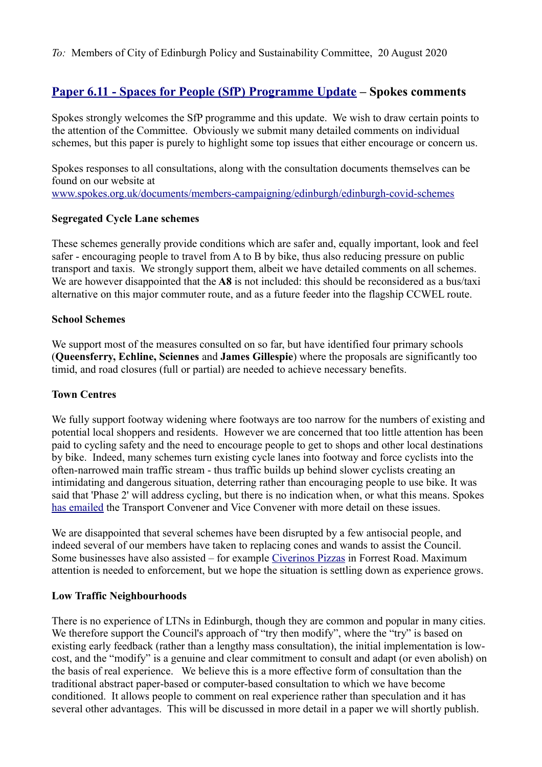*To:* Members of City of Edinburgh Policy and Sustainability Committee, 20 August 2020

## Paper 6.11 - Spaces for People (SfP) Programme Update – Spokes comments

Spokes strongly welcomes the SfP programme and this update. We wish to draw certain points to the attention of the Committee. Obviously we submit many detailed comments on individual schemes, but this paper is purely to highlight some top issues that either encourage or concern us.

Spokes responses to all consultations, along with the consultation documents themselves can be found on our website at
www.spokes.org.uk/documents/members-campaigning/edinburgh/edinburgh-covid-schemes

### Segregated Cycle Lane schemes

These schemes generally provide conditions which are safer and, equally important, look and feel safer - encouraging people to travel from A to B by bike, thus also reducing pressure on public transport and taxis. We strongly support them, albeit we have detailed comments on all schemes. We are however disappointed that the **A8** is not included: this should be reconsidered as a bus/taxi alternative on this major commuter route, and as a future feeder into the flagship CCWEL route.

### School Schemes

We support most of the measures consulted on so far, but have identified four primary schools (**Queensferry, Echline, Sciennes** and **James Gillespie**) where the proposals are significantly too timid, and road closures (full or partial) are needed to achieve necessary benefits.

### Town Centres

We fully support footway widening where footways are too narrow for the numbers of existing and potential local shoppers and residents. However we are concerned that too little attention has been paid to cycling safety and the need to encourage people to get to shops and other local destinations by bike. Indeed, many schemes turn existing cycle lanes into footway and force cyclists into the often-narrowed main traffic stream - thus traffic builds up behind slower cyclists creating an intimidating and dangerous situation, deterring rather than encouraging people to use bike. It was said that 'Phase 2' will address cycling, but there is no indication when, or what this means. Spokes has emailed the Transport Convener and Vice Convener with more detail on these issues.

We are disappointed that several schemes have been disrupted by a few antisocial people, and indeed several of our members have taken to replacing cones and wands to assist the Council. Some businesses have also assisted – for example Civerinos Pizzas in Forrest Road. Maximum attention is needed to enforcement, but we hope the situation is settling down as experience grows.

### Low Traffic Neighbourhoods

There is no experience of LTNs in Edinburgh, though they are common and popular in many cities. We therefore support the Council's approach of "try then modify", where the "try" is based on existing early feedback (rather than a lengthy mass consultation), the initial implementation is low-cost, and the "modify" is a genuine and clear commitment to consult and adapt (or even abolish) on the basis of real experience. We believe this is a more effective form of consultation than the traditional abstract paper-based or computer-based consultation to which we have become conditioned. It allows people to comment on real experience rather than speculation and it has several other advantages. This will be discussed in more detail in a paper we will shortly publish.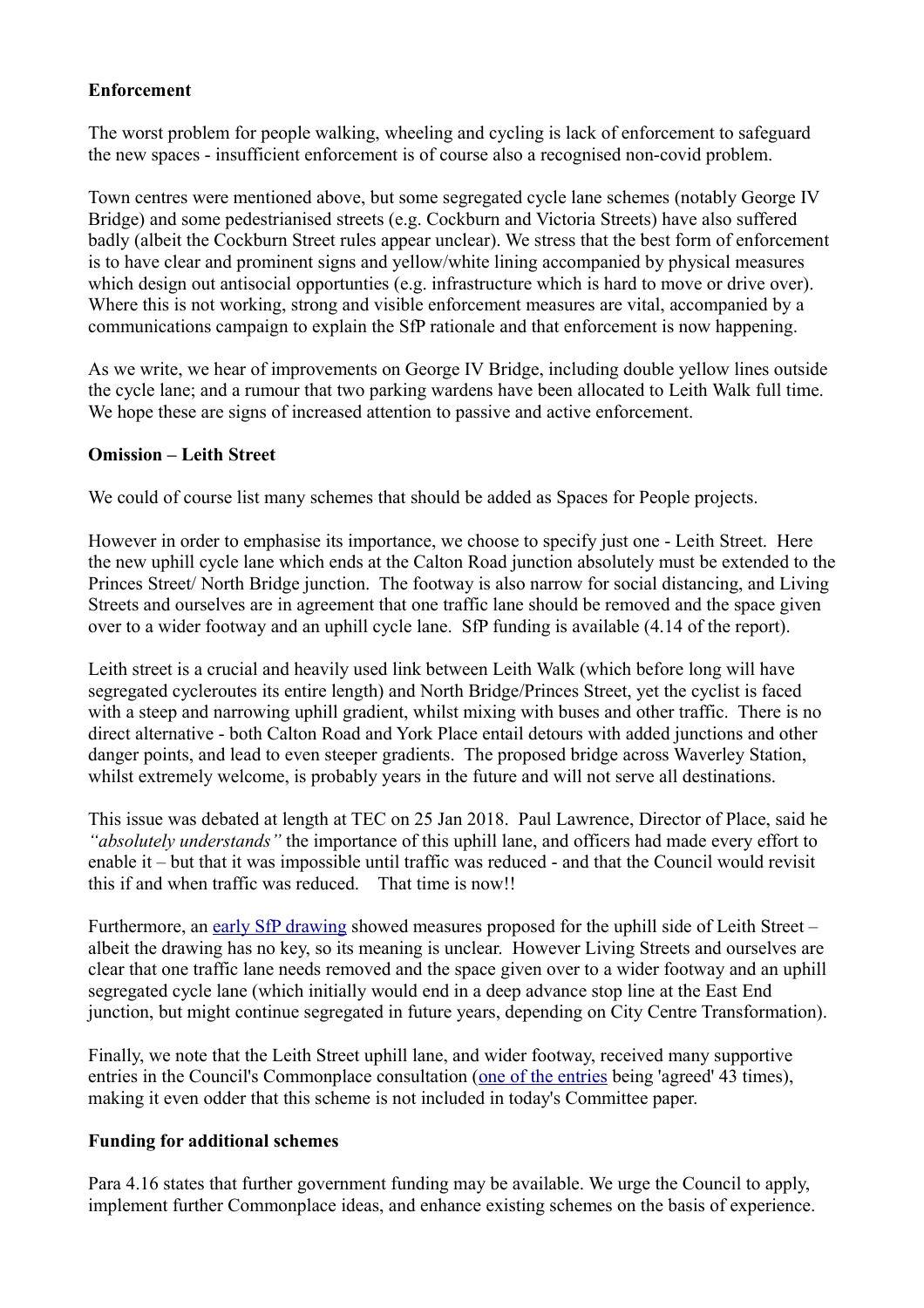**Enforcement**

The worst problem for people walking, wheeling and cycling is lack of enforcement to safeguard the new spaces - insufficient enforcement is of course also a recognised non-covid problem.

Town centres were mentioned above, but some segregated cycle lane schemes (notably George IV Bridge) and some pedestrianised streets (e.g. Cockburn and Victoria Streets) have also suffered badly (albeit the Cockburn Street rules appear unclear). We stress that the best form of enforcement is to have clear and prominent signs and yellow/white lining accompanied by physical measures which design out antisocial opportunties (e.g. infrastructure which is hard to move or drive over). Where this is not working, strong and visible enforcement measures are vital, accompanied by a communications campaign to explain the SfP rationale and that enforcement is now happening.

As we write, we hear of improvements on George IV Bridge, including double yellow lines outside the cycle lane; and a rumour that two parking wardens have been allocated to Leith Walk full time. We hope these are signs of increased attention to passive and active enforcement.

**Omission – Leith Street**

We could of course list many schemes that should be added as Spaces for People projects.

However in order to emphasise its importance, we choose to specify just one - Leith Street. Here the new uphill cycle lane which ends at the Calton Road junction absolutely must be extended to the Princes Street/ North Bridge junction. The footway is also narrow for social distancing, and Living Streets and ourselves are in agreement that one traffic lane should be removed and the space given over to a wider footway and an uphill cycle lane. SfP funding is available (4.14 of the report).

Leith street is a crucial and heavily used link between Leith Walk (which before long will have segregated cycleroutes its entire length) and North Bridge/Princes Street, yet the cyclist is faced with a steep and narrowing uphill gradient, whilst mixing with buses and other traffic. There is no direct alternative - both Calton Road and York Place entail detours with added junctions and other danger points, and lead to even steeper gradients. The proposed bridge across Waverley Station, whilst extremely welcome, is probably years in the future and will not serve all destinations.

This issue was debated at length at TEC on 25 Jan 2018. Paul Lawrence, Director of Place, said he *"absolutely understands"* the importance of this uphill lane, and officers had made every effort to enable it – but that it was impossible until traffic was reduced - and that the Council would revisit this if and when traffic was reduced. That time is now!!

Furthermore, an early SfP drawing showed measures proposed for the uphill side of Leith Street – albeit the drawing has no key, so its meaning is unclear. However Living Streets and ourselves are clear that one traffic lane needs removed and the space given over to a wider footway and an uphill segregated cycle lane (which initially would end in a deep advance stop line at the East End junction, but might continue segregated in future years, depending on City Centre Transformation).

Finally, we note that the Leith Street uphill lane, and wider footway, received many supportive entries in the Council's Commonplace consultation (one of the entries being 'agreed' 43 times), making it even odder that this scheme is not included in today's Committee paper.

**Funding for additional schemes**

Para 4.16 states that further government funding may be available. We urge the Council to apply, implement further Commonplace ideas, and enhance existing schemes on the basis of experience.